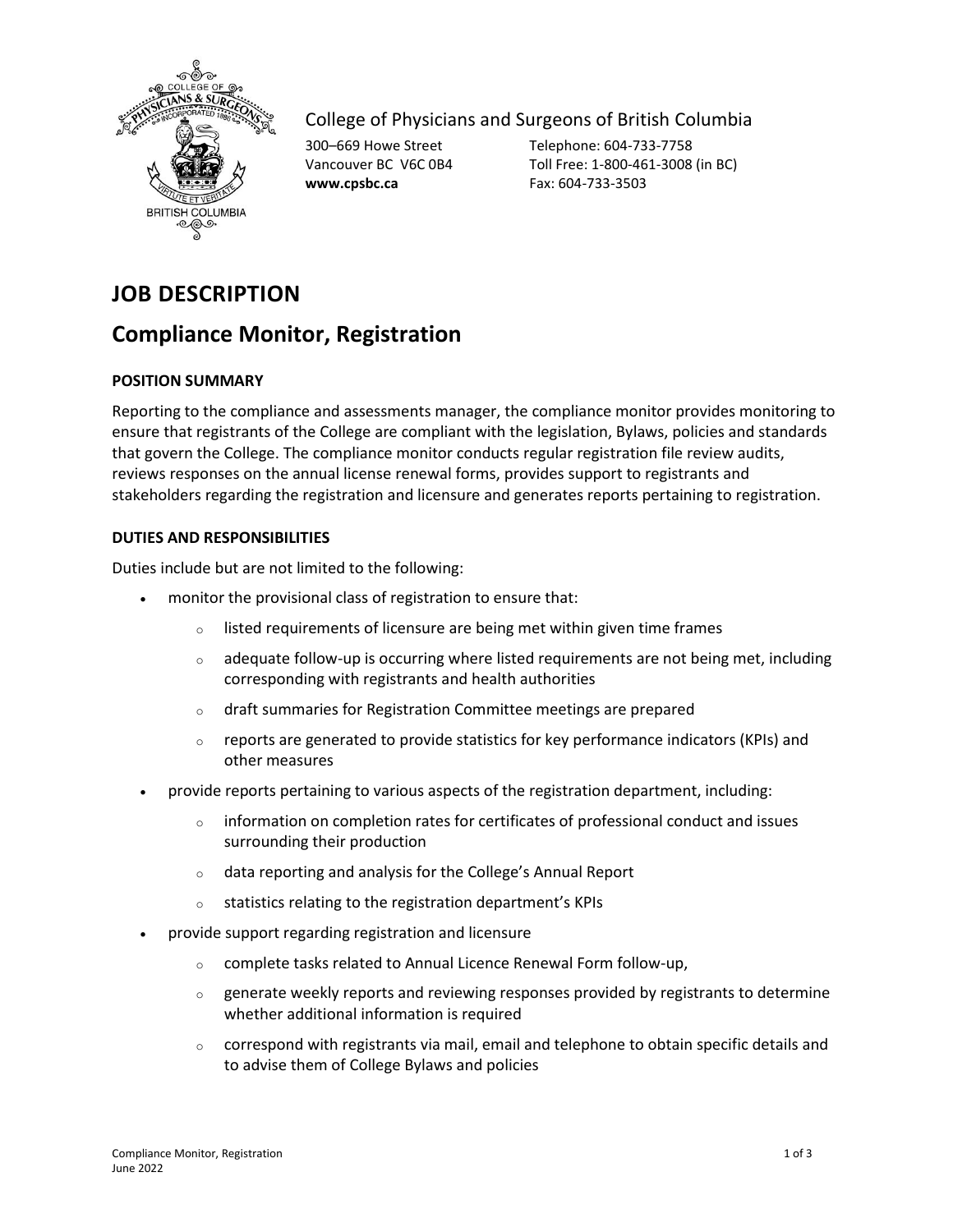College of Physicians and Surgeons of British Columbia

300–669 Howe Street
Vancouver BC V6C 0B4
**www.cpsbc.ca**

Telephone: 604-733-7758
Toll Free: 1-800-461-3008 (in BC)
Fax: 604-733-3503

# JOB DESCRIPTION

# Compliance Monitor, Registration

**POSITION SUMMARY**

Reporting to the compliance and assessments manager, the compliance monitor provides monitoring to ensure that registrants of the College are compliant with the legislation, Bylaws, policies and standards that govern the College. The compliance monitor conducts regular registration file review audits, reviews responses on the annual license renewal forms, provides support to registrants and stakeholders regarding the registration and licensure and generates reports pertaining to registration.

**DUTIES AND RESPONSIBILITIES**

Duties include but are not limited to the following:

- monitor the provisional class of registration to ensure that:
    - listed requirements of licensure are being met within given time frames
    - adequate follow-up is occurring where listed requirements are not being met, including corresponding with registrants and health authorities
    - draft summaries for Registration Committee meetings are prepared
    - reports are generated to provide statistics for key performance indicators (KPIs) and other measures
- provide reports pertaining to various aspects of the registration department, including:
    - information on completion rates for certificates of professional conduct and issues surrounding their production
    - data reporting and analysis for the College's Annual Report
    - statistics relating to the registration department's KPIs
- provide support regarding registration and licensure
    - complete tasks related to Annual Licence Renewal Form follow-up,
    - generate weekly reports and reviewing responses provided by registrants to determine whether additional information is required
    - correspond with registrants via mail, email and telephone to obtain specific details and to advise them of College Bylaws and policies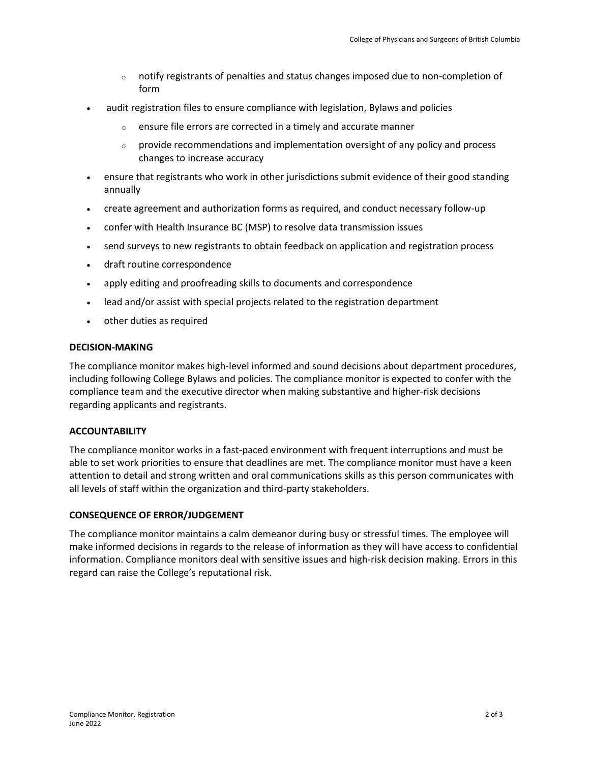- notify registrants of penalties and status changes imposed due to non-completion of form
- audit registration files to ensure compliance with legislation, Bylaws and policies
  - ensure file errors are corrected in a timely and accurate manner
  - provide recommendations and implementation oversight of any policy and process changes to increase accuracy
- ensure that registrants who work in other jurisdictions submit evidence of their good standing annually
- create agreement and authorization forms as required, and conduct necessary follow-up
- confer with Health Insurance BC (MSP) to resolve data transmission issues
- send surveys to new registrants to obtain feedback on application and registration process
- draft routine correspondence
- apply editing and proofreading skills to documents and correspondence
- lead and/or assist with special projects related to the registration department
- other duties as required

**DECISION-MAKING**

The compliance monitor makes high-level informed and sound decisions about department procedures, including following College Bylaws and policies. The compliance monitor is expected to confer with the compliance team and the executive director when making substantive and higher-risk decisions regarding applicants and registrants.

**ACCOUNTABILITY**

The compliance monitor works in a fast-paced environment with frequent interruptions and must be able to set work priorities to ensure that deadlines are met. The compliance monitor must have a keen attention to detail and strong written and oral communications skills as this person communicates with all levels of staff within the organization and third-party stakeholders.

**CONSEQUENCE OF ERROR/JUDGEMENT**

The compliance monitor maintains a calm demeanor during busy or stressful times. The employee will make informed decisions in regards to the release of information as they will have access to confidential information. Compliance monitors deal with sensitive issues and high-risk decision making. Errors in this regard can raise the College's reputational risk.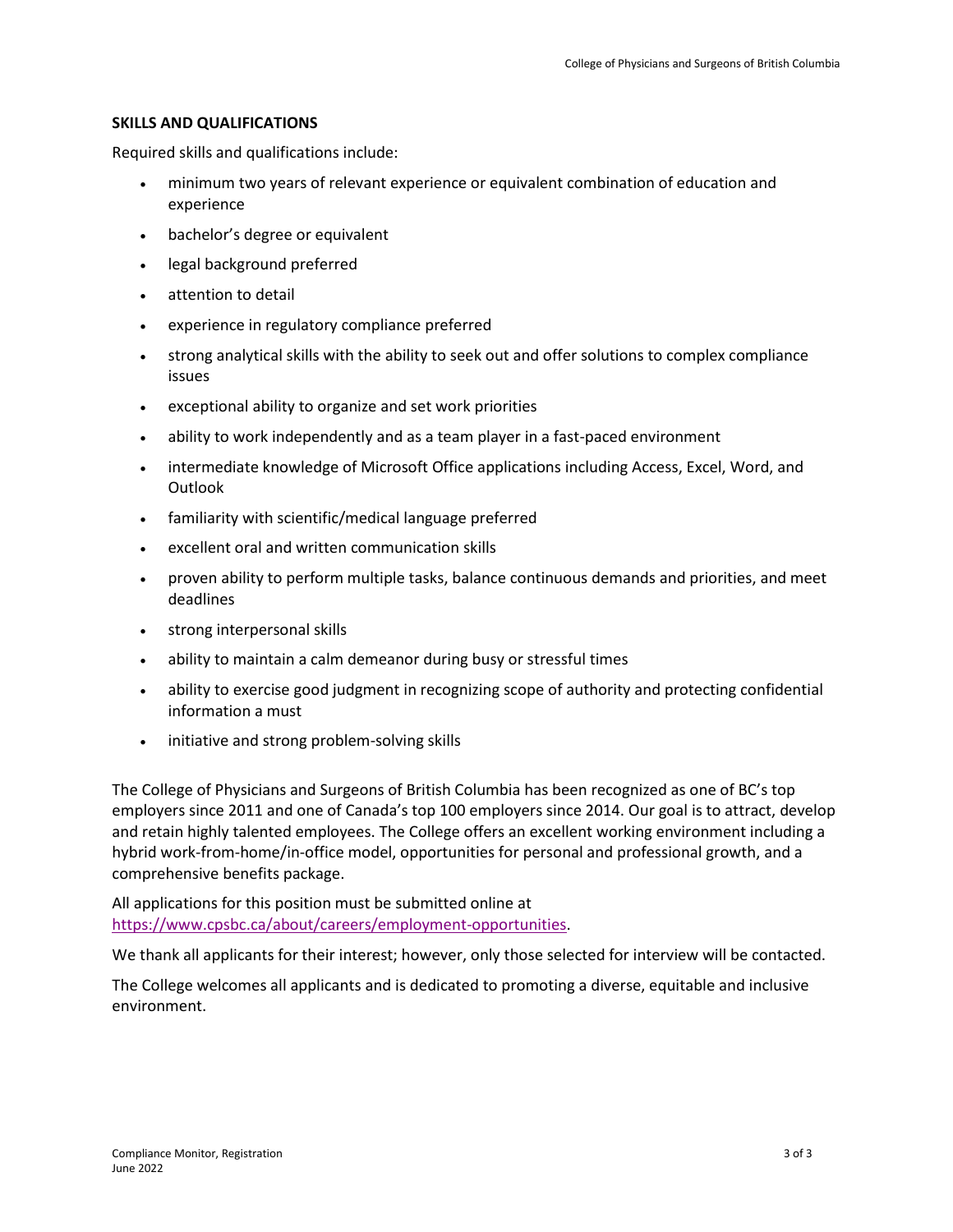**SKILLS AND QUALIFICATIONS**

Required skills and qualifications include:

- minimum two years of relevant experience or equivalent combination of education and experience
- bachelor's degree or equivalent
- legal background preferred
- attention to detail
- experience in regulatory compliance preferred
- strong analytical skills with the ability to seek out and offer solutions to complex compliance issues
- exceptional ability to organize and set work priorities
- ability to work independently and as a team player in a fast-paced environment
- intermediate knowledge of Microsoft Office applications including Access, Excel, Word, and Outlook
- familiarity with scientific/medical language preferred
- excellent oral and written communication skills
- proven ability to perform multiple tasks, balance continuous demands and priorities, and meet deadlines
- strong interpersonal skills
- ability to maintain a calm demeanor during busy or stressful times
- ability to exercise good judgment in recognizing scope of authority and protecting confidential information a must
- initiative and strong problem-solving skills

The College of Physicians and Surgeons of British Columbia has been recognized as one of BC's top employers since 2011 and one of Canada's top 100 employers since 2014. Our goal is to attract, develop and retain highly talented employees. The College offers an excellent working environment including a hybrid work-from-home/in-office model, opportunities for personal and professional growth, and a comprehensive benefits package.

All applications for this position must be submitted online at [https://www.cpsbc.ca/about/careers/employment-opportunities](https://www.cpsbc.ca/about/careers/employment-opportunities).

We thank all applicants for their interest; however, only those selected for interview will be contacted.

The College welcomes all applicants and is dedicated to promoting a diverse, equitable and inclusive environment.